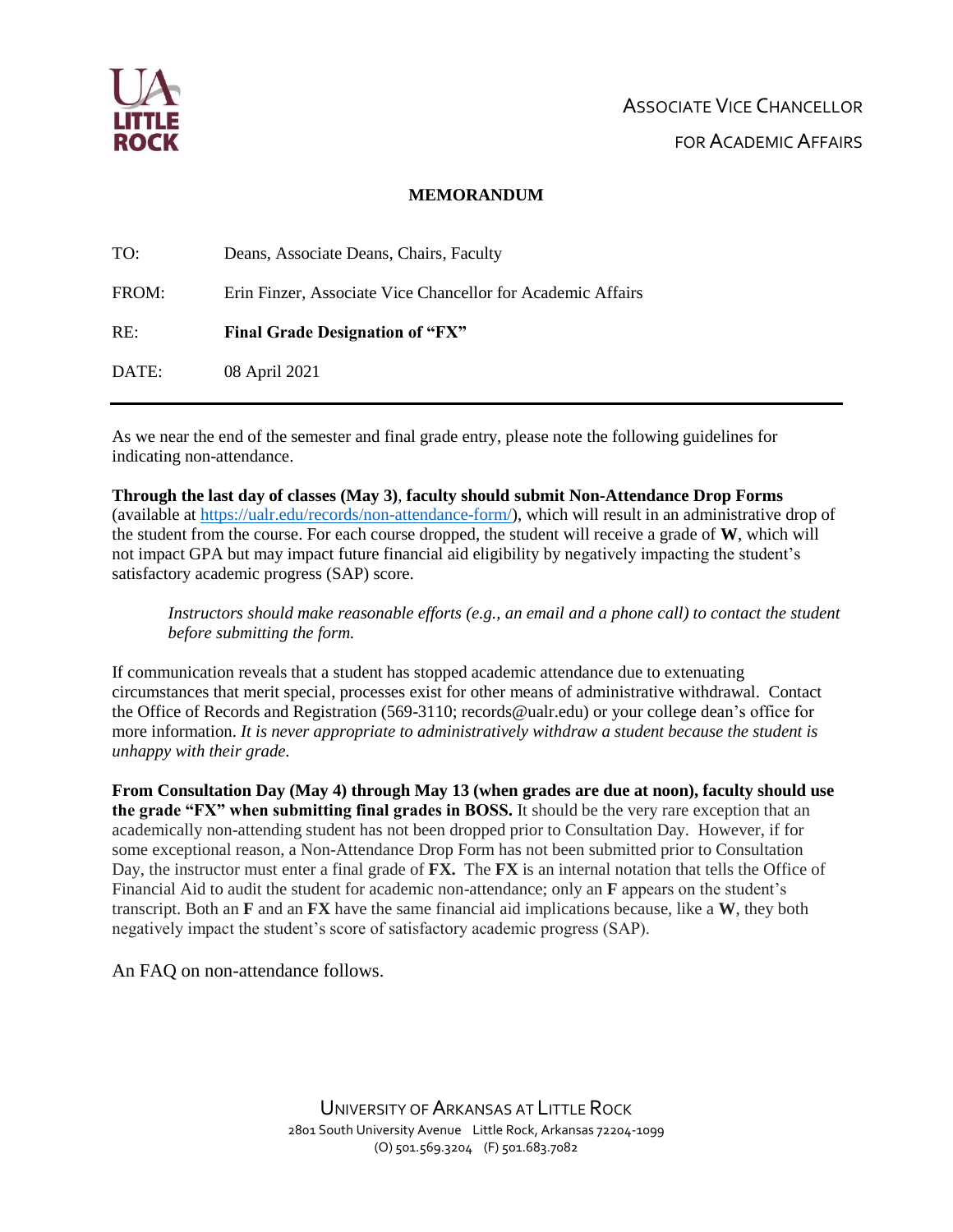ASSOCIATE VICE CHANCELLOR
FOR ACADEMIC AFFAIRS

**MEMORANDUM**

| | |
|---|---|
| TO: | Deans, Associate Deans, Chairs, Faculty |
| FROM: | Erin Finzer, Associate Vice Chancellor for Academic Affairs |
| RE: | **Final Grade Designation of "FX"** |
| DATE: | 08 April 2021 |

As we near the end of the semester and final grade entry, please note the following guidelines for indicating non-attendance.

**Through the last day of classes (May 3)**, **faculty should submit Non-Attendance Drop Forms** (available at https://ualr.edu/records/non-attendance-form/), which will result in an administrative drop of the student from the course. For each course dropped, the student will receive a grade of **W**, which will not impact GPA but may impact future financial aid eligibility by negatively impacting the student's satisfactory academic progress (SAP) score.

> *Instructors should make reasonable efforts (e.g., an email and a phone call) to contact the student before submitting the form.*

If communication reveals that a student has stopped academic attendance due to extenuating circumstances that merit special, processes exist for other means of administrative withdrawal. Contact the Office of Records and Registration (569-3110; records@ualr.edu) or your college dean's office for more information. *It is never appropriate to administratively withdraw a student because the student is unhappy with their grade.*

**From Consultation Day (May 4) through May 13 (when grades are due at noon), faculty should use the grade "FX" when submitting final grades in BOSS.** It should be the very rare exception that an academically non-attending student has not been dropped prior to Consultation Day. However, if for some exceptional reason, a Non-Attendance Drop Form has not been submitted prior to Consultation Day, the instructor must enter a final grade of **FX.** The **FX** is an internal notation that tells the Office of Financial Aid to audit the student for academic non-attendance; only an **F** appears on the student's transcript. Both an **F** and an **FX** have the same financial aid implications because, like a **W**, they both negatively impact the student's score of satisfactory academic progress (SAP).

An FAQ on non-attendance follows.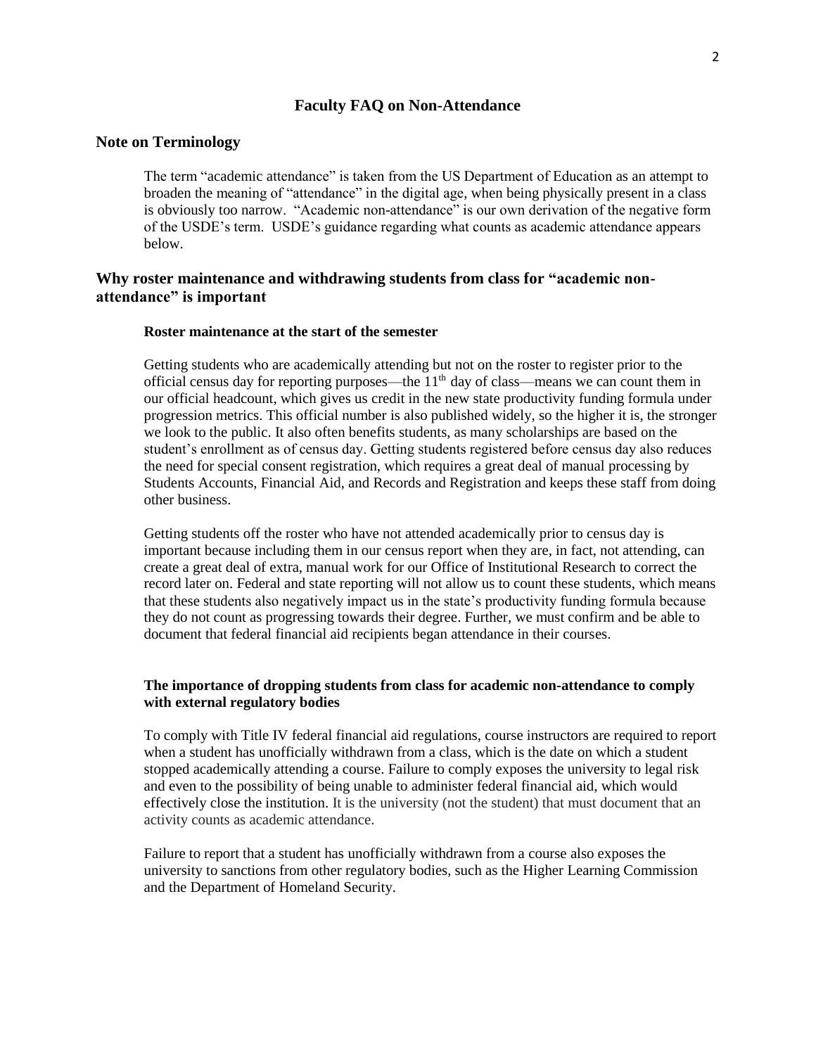## Faculty FAQ on Non-Attendance

### Note on Terminology

The term "academic attendance" is taken from the US Department of Education as an attempt to broaden the meaning of "attendance" in the digital age, when being physically present in a class is obviously too narrow. "Academic non-attendance" is our own derivation of the negative form of the USDE's term. USDE's guidance regarding what counts as academic attendance appears below.

### Why roster maintenance and withdrawing students from class for "academic non-attendance" is important

#### Roster maintenance at the start of the semester

Getting students who are academically attending but not on the roster to register prior to the official census day for reporting purposes—the 11th day of class—means we can count them in our official headcount, which gives us credit in the new state productivity funding formula under progression metrics. This official number is also published widely, so the higher it is, the stronger we look to the public. It also often benefits students, as many scholarships are based on the student's enrollment as of census day. Getting students registered before census day also reduces the need for special consent registration, which requires a great deal of manual processing by Students Accounts, Financial Aid, and Records and Registration and keeps these staff from doing other business.

Getting students off the roster who have not attended academically prior to census day is important because including them in our census report when they are, in fact, not attending, can create a great deal of extra, manual work for our Office of Institutional Research to correct the record later on. Federal and state reporting will not allow us to count these students, which means that these students also negatively impact us in the state's productivity funding formula because they do not count as progressing towards their degree. Further, we must confirm and be able to document that federal financial aid recipients began attendance in their courses.

#### The importance of dropping students from class for academic non-attendance to comply with external regulatory bodies

To comply with Title IV federal financial aid regulations, course instructors are required to report when a student has unofficially withdrawn from a class, which is the date on which a student stopped academically attending a course. Failure to comply exposes the university to legal risk and even to the possibility of being unable to administer federal financial aid, which would effectively close the institution. It is the university (not the student) that must document that an activity counts as academic attendance.

Failure to report that a student has unofficially withdrawn from a course also exposes the university to sanctions from other regulatory bodies, such as the Higher Learning Commission and the Department of Homeland Security.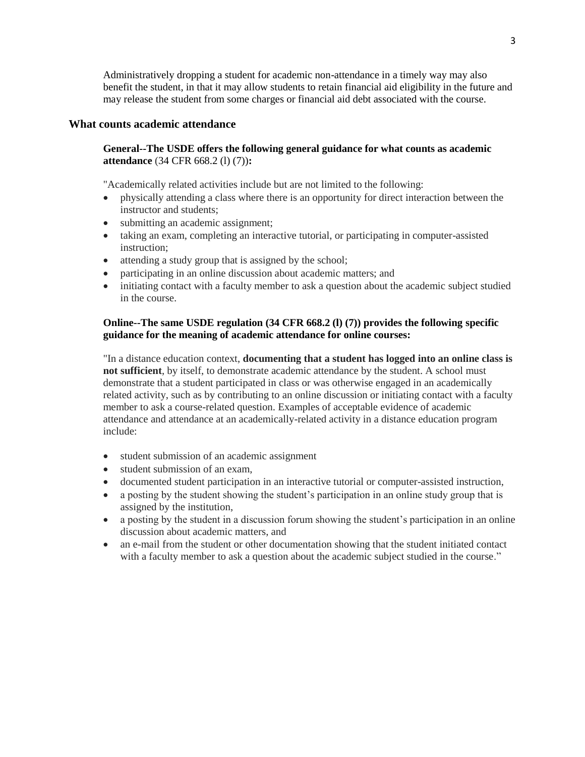Administratively dropping a student for academic non-attendance in a timely way may also benefit the student, in that it may allow students to retain financial aid eligibility in the future and may release the student from some charges or financial aid debt associated with the course.

## What counts academic attendance

**General--The USDE offers the following general guidance for what counts as academic attendance** (34 CFR 668.2 (l) (7))**:**

"Academically related activities include but are not limited to the following:

- physically attending a class where there is an opportunity for direct interaction between the instructor and students;
- submitting an academic assignment;
- taking an exam, completing an interactive tutorial, or participating in computer-assisted instruction;
- attending a study group that is assigned by the school;
- participating in an online discussion about academic matters; and
- initiating contact with a faculty member to ask a question about the academic subject studied in the course.

**Online--The same USDE regulation (34 CFR 668.2 (l) (7)) provides the following specific guidance for the meaning of academic attendance for online courses:**

"In a distance education context, **documenting that a student has logged into an online class is not sufficient**, by itself, to demonstrate academic attendance by the student. A school must demonstrate that a student participated in class or was otherwise engaged in an academically related activity, such as by contributing to an online discussion or initiating contact with a faculty member to ask a course-related question. Examples of acceptable evidence of academic attendance and attendance at an academically-related activity in a distance education program include:

- student submission of an academic assignment
- student submission of an exam,
- documented student participation in an interactive tutorial or computer-assisted instruction,
- a posting by the student showing the student's participation in an online study group that is assigned by the institution,
- a posting by the student in a discussion forum showing the student's participation in an online discussion about academic matters, and
- an e-mail from the student or other documentation showing that the student initiated contact with a faculty member to ask a question about the academic subject studied in the course."